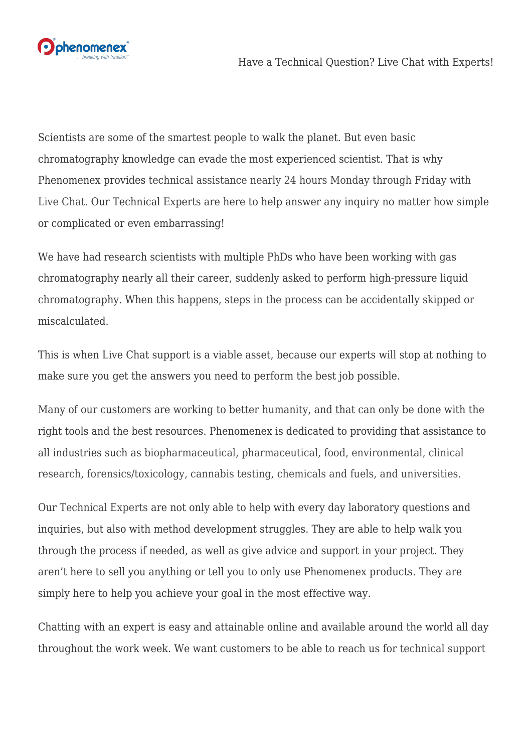# Have a Technical Question? Live Chat with Experts!

Scientists are some of the smartest people to walk the planet. But even basic chromatography knowledge can evade the most experienced scientist. That is why Phenomenex provides technical assistance nearly 24 hours Monday through Friday with Live Chat. Our Technical Experts are here to help answer any inquiry no matter how simple or complicated or even embarrassing!

We have had research scientists with multiple PhDs who have been working with gas chromatography nearly all their career, suddenly asked to perform high-pressure liquid chromatography. When this happens, steps in the process can be accidentally skipped or miscalculated.

This is when Live Chat support is a viable asset, because our experts will stop at nothing to make sure you get the answers you need to perform the best job possible.

Many of our customers are working to better humanity, and that can only be done with the right tools and the best resources. Phenomenex is dedicated to providing that assistance to all industries such as biopharmaceutical, pharmaceutical, food, environmental, clinical research, forensics/toxicology, cannabis testing, chemicals and fuels, and universities.

Our Technical Experts are not only able to help with every day laboratory questions and inquiries, but also with method development struggles. They are able to help walk you through the process if needed, as well as give advice and support in your project. They aren't here to sell you anything or tell you to only use Phenomenex products. They are simply here to help you achieve your goal in the most effective way.

Chatting with an expert is easy and attainable online and available around the world all day throughout the work week. We want customers to be able to reach us for technical support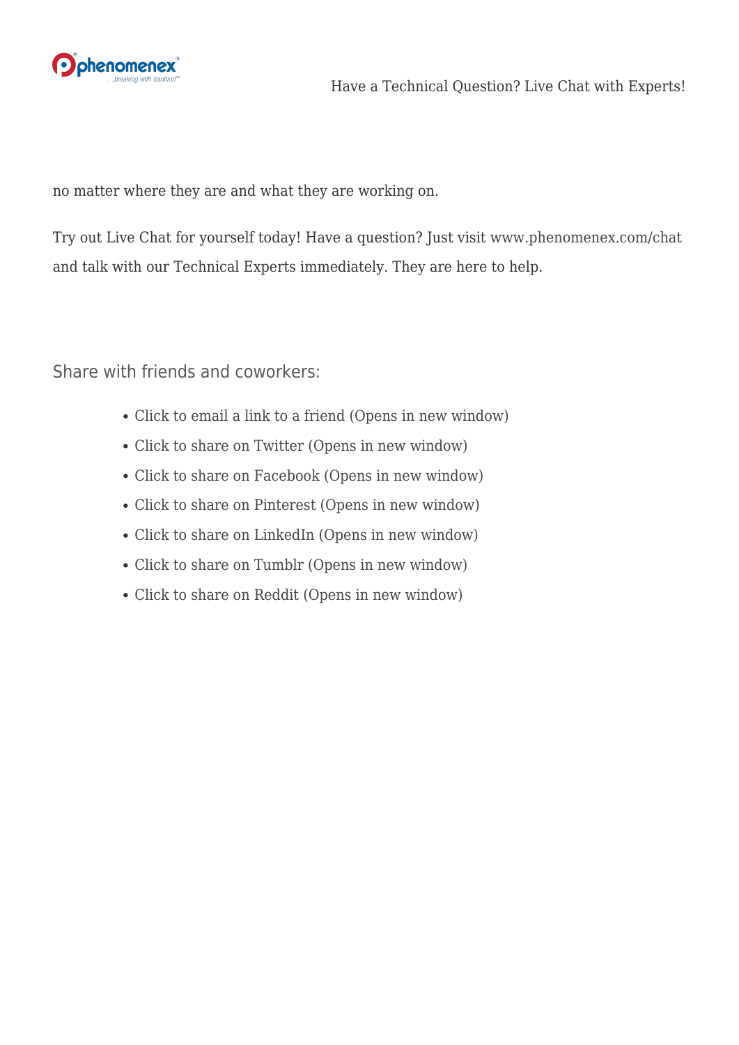no matter where they are and what they are working on.

Try out Live Chat for yourself today! Have a question? Just visit www.phenomenex.com/chat and talk with our Technical Experts immediately. They are here to help.

Share with friends and coworkers:

- Click to email a link to a friend (Opens in new window)
- Click to share on Twitter (Opens in new window)
- Click to share on Facebook (Opens in new window)
- Click to share on Pinterest (Opens in new window)
- Click to share on LinkedIn (Opens in new window)
- Click to share on Tumblr (Opens in new window)
- Click to share on Reddit (Opens in new window)